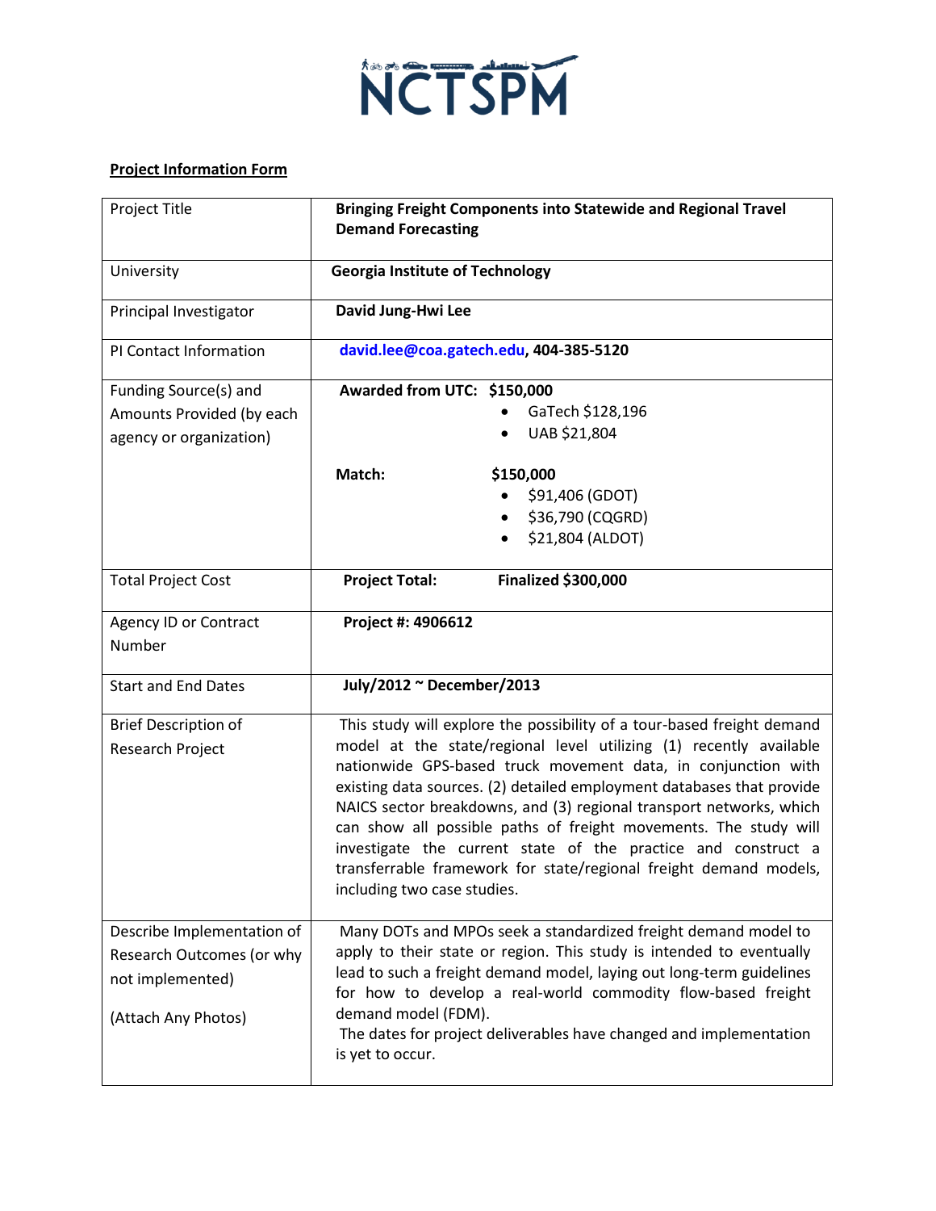NCTSPM

**Project Information Form**

| Project Title | **Bringing Freight Components into Statewide and Regional Travel Demand Forecasting** |
|---|---|
| University | **Georgia Institute of Technology** |
| Principal Investigator | **David Jung-Hwi Lee** |
| PI Contact Information | **david.lee@coa.gatech.edu, 404-385-5120** |
| Funding Source(s) and Amounts Provided (by each agency or organization) | **Awarded from UTC: $150,000**<br>• GaTech $128,196<br>• UAB $21,804<br><br>**Match: $150,000**<br>• $91,406 (GDOT)<br>• $36,790 (CQGRD)<br>• $21,804 (ALDOT) |
| Total Project Cost | **Project Total: Finalized $300,000** |
| Agency ID or Contract Number | **Project #: 4906612** |
| Start and End Dates | **July/2012 ~ December/2013** |
| Brief Description of Research Project | This study will explore the possibility of a tour-based freight demand model at the state/regional level utilizing (1) recently available nationwide GPS-based truck movement data, in conjunction with existing data sources. (2) detailed employment databases that provide NAICS sector breakdowns, and (3) regional transport networks, which can show all possible paths of freight movements. The study will investigate the current state of the practice and construct a transferrable framework for state/regional freight demand models, including two case studies. |
| Describe Implementation of Research Outcomes (or why not implemented)<br><br>(Attach Any Photos) | Many DOTs and MPOs seek a standardized freight demand model to apply to their state or region. This study is intended to eventually lead to such a freight demand model, laying out long-term guidelines for how to develop a real-world commodity flow-based freight demand model (FDM).<br>The dates for project deliverables have changed and implementation is yet to occur. |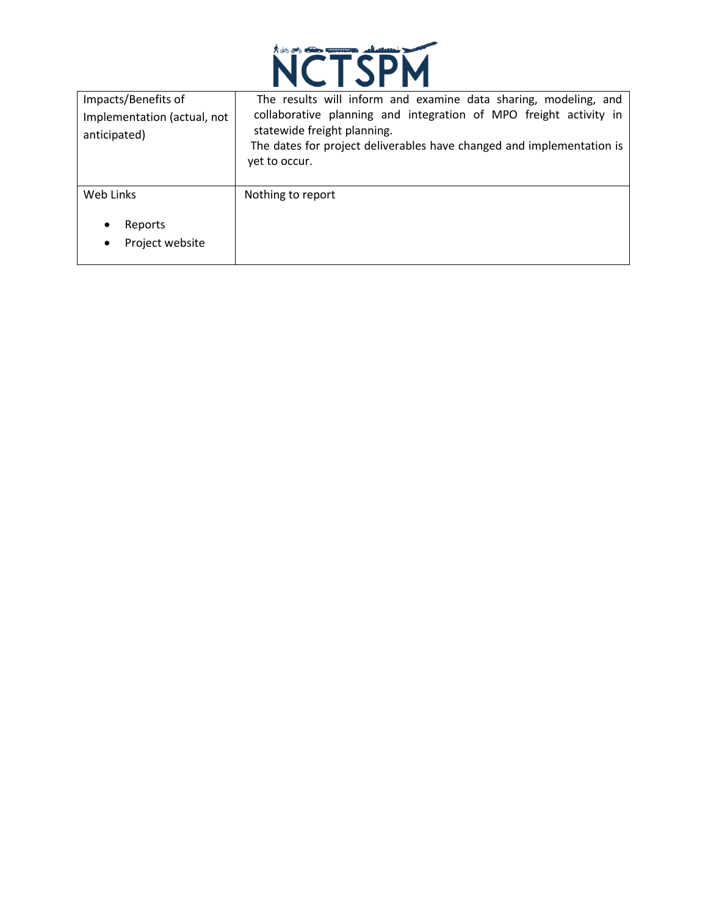| | |
|---|---|
| Impacts/Benefits of Implementation (actual, not anticipated) | The results will inform and examine data sharing, modeling, and collaborative planning and integration of MPO freight activity in statewide freight planning.<br>The dates for project deliverables have changed and implementation is yet to occur. |
| Web Links<br>• Reports<br>• Project website | Nothing to report |